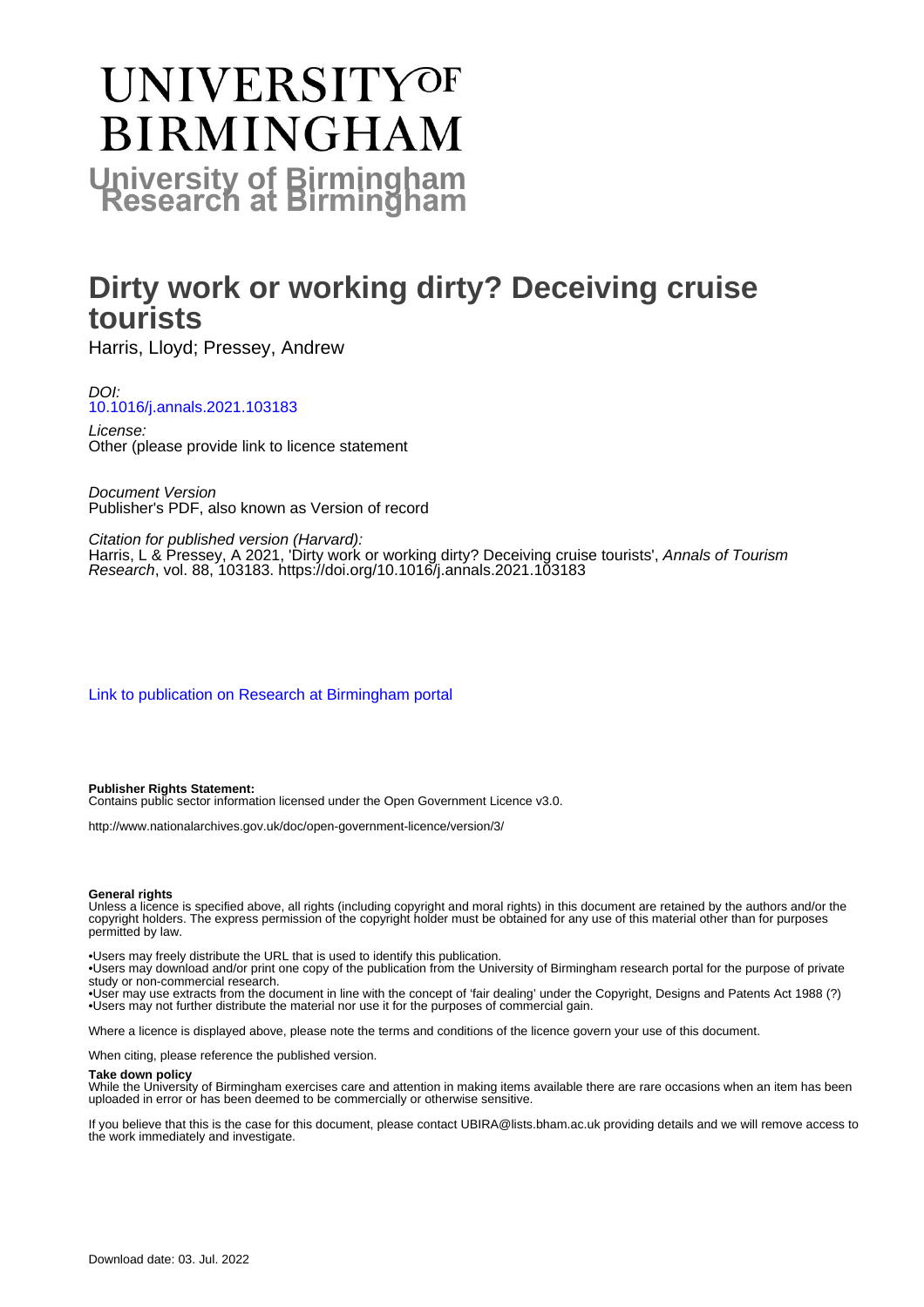# UNIVERSITY OF BIRMINGHAM

## University of Birmingham Research at Birmingham

# Dirty work or working dirty? Deceiving cruise tourists

Harris, Lloyd; Pressey, Andrew

*DOI:*
10.1016/j.annals.2021.103183

*License:*
Other (please provide link to licence statement

*Document Version*
Publisher's PDF, also known as Version of record

*Citation for published version (Harvard):*
Harris, L & Pressey, A 2021, 'Dirty work or working dirty? Deceiving cruise tourists', *Annals of Tourism Research*, vol. 88, 103183. https://doi.org/10.1016/j.annals.2021.103183

Link to publication on Research at Birmingham portal

**Publisher Rights Statement:**
Contains public sector information licensed under the Open Government Licence v3.0.

http://www.nationalarchives.gov.uk/doc/open-government-licence/version/3/

**General rights**
Unless a licence is specified above, all rights (including copyright and moral rights) in this document are retained by the authors and/or the copyright holders. The express permission of the copyright holder must be obtained for any use of this material other than for purposes permitted by law.

•Users may freely distribute the URL that is used to identify this publication.
•Users may download and/or print one copy of the publication from the University of Birmingham research portal for the purpose of private study or non-commercial research.
•User may use extracts from the document in line with the concept of 'fair dealing' under the Copyright, Designs and Patents Act 1988 (?)
•Users may not further distribute the material nor use it for the purposes of commercial gain.

Where a licence is displayed above, please note the terms and conditions of the licence govern your use of this document.

When citing, please reference the published version.

**Take down policy**
While the University of Birmingham exercises care and attention in making items available there are rare occasions when an item has been uploaded in error or has been deemed to be commercially or otherwise sensitive.

If you believe that this is the case for this document, please contact UBIRA@lists.bham.ac.uk providing details and we will remove access to the work immediately and investigate.

Download date: 03. Jul. 2022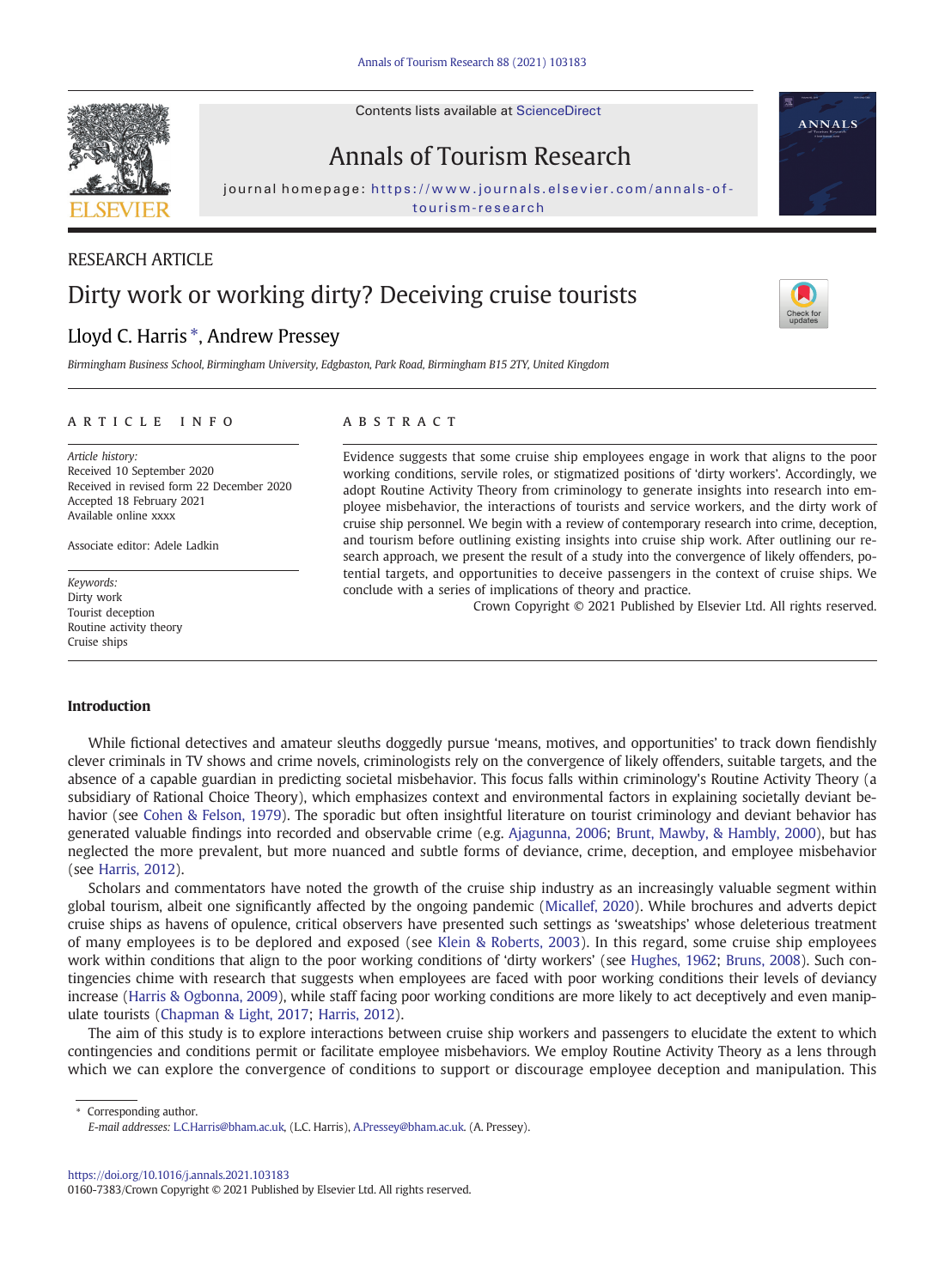RESEARCH ARTICLE

# Dirty work or working dirty? Deceiving cruise tourists

Lloyd C. Harris *, Andrew Pressey

*Birmingham Business School, Birmingham University, Edgbaston, Park Road, Birmingham B15 2TY, United Kingdom*

## ARTICLE INFO

*Article history:*
Received 10 September 2020
Received in revised form 22 December 2020
Accepted 18 February 2021
Available online xxxx

Associate editor: Adele Ladkin

*Keywords:*
Dirty work
Tourist deception
Routine activity theory
Cruise ships

## ABSTRACT

Evidence suggests that some cruise ship employees engage in work that aligns to the poor working conditions, servile roles, or stigmatized positions of 'dirty workers'. Accordingly, we adopt Routine Activity Theory from criminology to generate insights into research into employee misbehavior, the interactions of tourists and service workers, and the dirty work of cruise ship personnel. We begin with a review of contemporary research into crime, deception, and tourism before outlining existing insights into cruise ship work. After outlining our research approach, we present the result of a study into the convergence of likely offenders, potential targets, and opportunities to deceive passengers in the context of cruise ships. We conclude with a series of implications of theory and practice.

Crown Copyright © 2021 Published by Elsevier Ltd. All rights reserved.

## Introduction

While fictional detectives and amateur sleuths doggedly pursue 'means, motives, and opportunities' to track down fiendishly clever criminals in TV shows and crime novels, criminologists rely on the convergence of likely offenders, suitable targets, and the absence of a capable guardian in predicting societal misbehavior. This focus falls within criminology's Routine Activity Theory (a subsidiary of Rational Choice Theory), which emphasizes context and environmental factors in explaining societally deviant behavior (see Cohen & Felson, 1979). The sporadic but often insightful literature on tourist criminology and deviant behavior has generated valuable findings into recorded and observable crime (e.g. Ajagunna, 2006; Brunt, Mawby, & Hambly, 2000), but has neglected the more prevalent, but more nuanced and subtle forms of deviance, crime, deception, and employee misbehavior (see Harris, 2012).

Scholars and commentators have noted the growth of the cruise ship industry as an increasingly valuable segment within global tourism, albeit one significantly affected by the ongoing pandemic (Micallef, 2020). While brochures and adverts depict cruise ships as havens of opulence, critical observers have presented such settings as 'sweatships' whose deleterious treatment of many employees is to be deplored and exposed (see Klein & Roberts, 2003). In this regard, some cruise ship employees work within conditions that align to the poor working conditions of 'dirty workers' (see Hughes, 1962; Bruns, 2008). Such contingencies chime with research that suggests when employees are faced with poor working conditions their levels of deviancy increase (Harris & Ogbonna, 2009), while staff facing poor working conditions are more likely to act deceptively and even manipulate tourists (Chapman & Light, 2017; Harris, 2012).

The aim of this study is to explore interactions between cruise ship workers and passengers to elucidate the extent to which contingencies and conditions permit or facilitate employee misbehaviors. We employ Routine Activity Theory as a lens through which we can explore the convergence of conditions to support or discourage employee deception and manipulation. This

* Corresponding author.
*E-mail addresses:* L.C.Harris@bham.ac.uk, (L.C. Harris), A.Pressey@bham.ac.uk. (A. Pressey).

https://doi.org/10.1016/j.annals.2021.103183
0160-7383/Crown Copyright © 2021 Published by Elsevier Ltd. All rights reserved.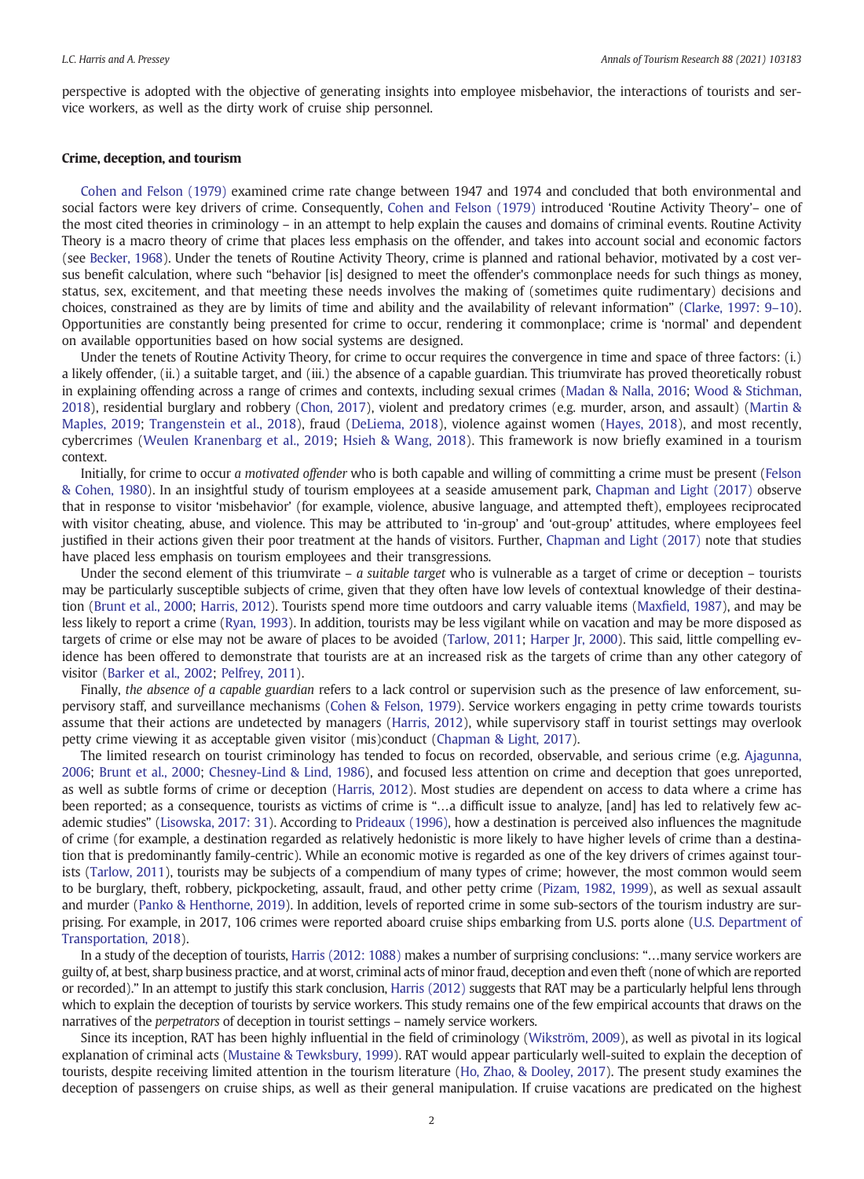perspective is adopted with the objective of generating insights into employee misbehavior, the interactions of tourists and service workers, as well as the dirty work of cruise ship personnel.

## Crime, deception, and tourism

Cohen and Felson (1979) examined crime rate change between 1947 and 1974 and concluded that both environmental and social factors were key drivers of crime. Consequently, Cohen and Felson (1979) introduced 'Routine Activity Theory'– one of the most cited theories in criminology – in an attempt to help explain the causes and domains of criminal events. Routine Activity Theory is a macro theory of crime that places less emphasis on the offender, and takes into account social and economic factors (see Becker, 1968). Under the tenets of Routine Activity Theory, crime is planned and rational behavior, motivated by a cost versus benefit calculation, where such "behavior [is] designed to meet the offender's commonplace needs for such things as money, status, sex, excitement, and that meeting these needs involves the making of (sometimes quite rudimentary) decisions and choices, constrained as they are by limits of time and ability and the availability of relevant information" (Clarke, 1997: 9–10). Opportunities are constantly being presented for crime to occur, rendering it commonplace; crime is 'normal' and dependent on available opportunities based on how social systems are designed.

Under the tenets of Routine Activity Theory, for crime to occur requires the convergence in time and space of three factors: (i.) a likely offender, (ii.) a suitable target, and (iii.) the absence of a capable guardian. This triumvirate has proved theoretically robust in explaining offending across a range of crimes and contexts, including sexual crimes (Madan & Nalla, 2016; Wood & Stichman, 2018), residential burglary and robbery (Chon, 2017), violent and predatory crimes (e.g. murder, arson, and assault) (Martin & Maples, 2019; Trangenstein et al., 2018), fraud (DeLiema, 2018), violence against women (Hayes, 2018), and most recently, cybercrimes (Weulen Kranenbarg et al., 2019; Hsieh & Wang, 2018). This framework is now briefly examined in a tourism context.

Initially, for crime to occur *a motivated offender* who is both capable and willing of committing a crime must be present (Felson & Cohen, 1980). In an insightful study of tourism employees at a seaside amusement park, Chapman and Light (2017) observe that in response to visitor 'misbehavior' (for example, violence, abusive language, and attempted theft), employees reciprocated with visitor cheating, abuse, and violence. This may be attributed to 'in-group' and 'out-group' attitudes, where employees feel justified in their actions given their poor treatment at the hands of visitors. Further, Chapman and Light (2017) note that studies have placed less emphasis on tourism employees and their transgressions.

Under the second element of this triumvirate – *a suitable target* who is vulnerable as a target of crime or deception – tourists may be particularly susceptible subjects of crime, given that they often have low levels of contextual knowledge of their destination (Brunt et al., 2000; Harris, 2012). Tourists spend more time outdoors and carry valuable items (Maxfield, 1987), and may be less likely to report a crime (Ryan, 1993). In addition, tourists may be less vigilant while on vacation and may be more disposed as targets of crime or else may not be aware of places to be avoided (Tarlow, 2011; Harper Jr, 2000). This said, little compelling evidence has been offered to demonstrate that tourists are at an increased risk as the targets of crime than any other category of visitor (Barker et al., 2002; Pelfrey, 2011).

Finally, *the absence of a capable guardian* refers to a lack control or supervision such as the presence of law enforcement, supervisory staff, and surveillance mechanisms (Cohen & Felson, 1979). Service workers engaging in petty crime towards tourists assume that their actions are undetected by managers (Harris, 2012), while supervisory staff in tourist settings may overlook petty crime viewing it as acceptable given visitor (mis)conduct (Chapman & Light, 2017).

The limited research on tourist criminology has tended to focus on recorded, observable, and serious crime (e.g. Ajagunna, 2006; Brunt et al., 2000; Chesney-Lind & Lind, 1986), and focused less attention on crime and deception that goes unreported, as well as subtle forms of crime or deception (Harris, 2012). Most studies are dependent on access to data where a crime has been reported; as a consequence, tourists as victims of crime is "…a difficult issue to analyze, [and] has led to relatively few academic studies" (Lisowska, 2017: 31). According to Prideaux (1996), how a destination is perceived also influences the magnitude of crime (for example, a destination regarded as relatively hedonistic is more likely to have higher levels of crime than a destination that is predominantly family-centric). While an economic motive is regarded as one of the key drivers of crimes against tourists (Tarlow, 2011), tourists may be subjects of a compendium of many types of crime; however, the most common would seem to be burglary, theft, robbery, pickpocketing, assault, fraud, and other petty crime (Pizam, 1982, 1999), as well as sexual assault and murder (Panko & Henthorne, 2019). In addition, levels of reported crime in some sub-sectors of the tourism industry are surprising. For example, in 2017, 106 crimes were reported aboard cruise ships embarking from U.S. ports alone (U.S. Department of Transportation, 2018).

In a study of the deception of tourists, Harris (2012: 1088) makes a number of surprising conclusions: "…many service workers are guilty of, at best, sharp business practice, and at worst, criminal acts of minor fraud, deception and even theft (none of which are reported or recorded)." In an attempt to justify this stark conclusion, Harris (2012) suggests that RAT may be a particularly helpful lens through which to explain the deception of tourists by service workers. This study remains one of the few empirical accounts that draws on the narratives of the *perpetrators* of deception in tourist settings – namely service workers.

Since its inception, RAT has been highly influential in the field of criminology (Wikström, 2009), as well as pivotal in its logical explanation of criminal acts (Mustaine & Tewksbury, 1999). RAT would appear particularly well-suited to explain the deception of tourists, despite receiving limited attention in the tourism literature (Ho, Zhao, & Dooley, 2017). The present study examines the deception of passengers on cruise ships, as well as their general manipulation. If cruise vacations are predicated on the highest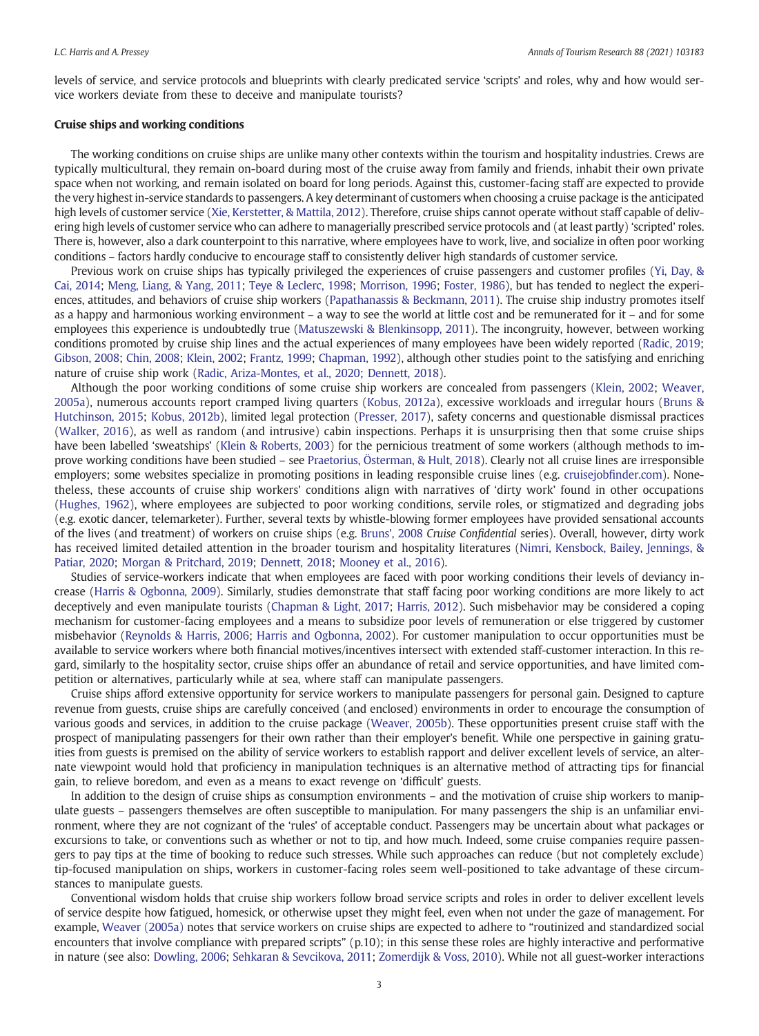levels of service, and service protocols and blueprints with clearly predicated service 'scripts' and roles, why and how would service workers deviate from these to deceive and manipulate tourists?

## Cruise ships and working conditions

The working conditions on cruise ships are unlike many other contexts within the tourism and hospitality industries. Crews are typically multicultural, they remain on-board during most of the cruise away from family and friends, inhabit their own private space when not working, and remain isolated on board for long periods. Against this, customer-facing staff are expected to provide the very highest in-service standards to passengers. A key determinant of customers when choosing a cruise package is the anticipated high levels of customer service (Xie, Kerstetter, & Mattila, 2012). Therefore, cruise ships cannot operate without staff capable of delivering high levels of customer service who can adhere to managerially prescribed service protocols and (at least partly) 'scripted' roles. There is, however, also a dark counterpoint to this narrative, where employees have to work, live, and socialize in often poor working conditions – factors hardly conducive to encourage staff to consistently deliver high standards of customer service.

Previous work on cruise ships has typically privileged the experiences of cruise passengers and customer profiles (Yi, Day, & Cai, 2014; Meng, Liang, & Yang, 2011; Teye & Leclerc, 1998; Morrison, 1996; Foster, 1986), but has tended to neglect the experiences, attitudes, and behaviors of cruise ship workers (Papathanassis & Beckmann, 2011). The cruise ship industry promotes itself as a happy and harmonious working environment – a way to see the world at little cost and be remunerated for it – and for some employees this experience is undoubtedly true (Matuszewski & Blenkinsopp, 2011). The incongruity, however, between working conditions promoted by cruise ship lines and the actual experiences of many employees have been widely reported (Radic, 2019; Gibson, 2008; Chin, 2008; Klein, 2002; Frantz, 1999; Chapman, 1992), although other studies point to the satisfying and enriching nature of cruise ship work (Radic, Ariza-Montes, et al., 2020; Dennett, 2018).

Although the poor working conditions of some cruise ship workers are concealed from passengers (Klein, 2002; Weaver, 2005a), numerous accounts report cramped living quarters (Kobus, 2012a), excessive workloads and irregular hours (Bruns & Hutchinson, 2015; Kobus, 2012b), limited legal protection (Presser, 2017), safety concerns and questionable dismissal practices (Walker, 2016), as well as random (and intrusive) cabin inspections. Perhaps it is unsurprising then that some cruise ships have been labelled 'sweatships' (Klein & Roberts, 2003) for the pernicious treatment of some workers (although methods to improve working conditions have been studied – see Praetorius, Österman, & Hult, 2018). Clearly not all cruise lines are irresponsible employers; some websites specialize in promoting positions in leading responsible cruise lines (e.g. cruisejobfinder.com). Nonetheless, these accounts of cruise ship workers' conditions align with narratives of 'dirty work' found in other occupations (Hughes, 1962), where employees are subjected to poor working conditions, servile roles, or stigmatized and degrading jobs (e.g. exotic dancer, telemarketer). Further, several texts by whistle-blowing former employees have provided sensational accounts of the lives (and treatment) of workers on cruise ships (e.g. Bruns', 2008 *Cruise Confidential* series). Overall, however, dirty work has received limited detailed attention in the broader tourism and hospitality literatures (Nimri, Kensbock, Bailey, Jennings, & Patiar, 2020; Morgan & Pritchard, 2019; Dennett, 2018; Mooney et al., 2016).

Studies of service-workers indicate that when employees are faced with poor working conditions their levels of deviancy increase (Harris & Ogbonna, 2009). Similarly, studies demonstrate that staff facing poor working conditions are more likely to act deceptively and even manipulate tourists (Chapman & Light, 2017; Harris, 2012). Such misbehavior may be considered a coping mechanism for customer-facing employees and a means to subsidize poor levels of remuneration or else triggered by customer misbehavior (Reynolds & Harris, 2006; Harris and Ogbonna, 2002). For customer manipulation to occur opportunities must be available to service workers where both financial motives/incentives intersect with extended staff-customer interaction. In this regard, similarly to the hospitality sector, cruise ships offer an abundance of retail and service opportunities, and have limited competition or alternatives, particularly while at sea, where staff can manipulate passengers.

Cruise ships afford extensive opportunity for service workers to manipulate passengers for personal gain. Designed to capture revenue from guests, cruise ships are carefully conceived (and enclosed) environments in order to encourage the consumption of various goods and services, in addition to the cruise package (Weaver, 2005b). These opportunities present cruise staff with the prospect of manipulating passengers for their own rather than their employer's benefit. While one perspective in gaining gratuities from guests is premised on the ability of service workers to establish rapport and deliver excellent levels of service, an alternate viewpoint would hold that proficiency in manipulation techniques is an alternative method of attracting tips for financial gain, to relieve boredom, and even as a means to exact revenge on 'difficult' guests.

In addition to the design of cruise ships as consumption environments – and the motivation of cruise ship workers to manipulate guests – passengers themselves are often susceptible to manipulation. For many passengers the ship is an unfamiliar environment, where they are not cognizant of the 'rules' of acceptable conduct. Passengers may be uncertain about what packages or excursions to take, or conventions such as whether or not to tip, and how much. Indeed, some cruise companies require passengers to pay tips at the time of booking to reduce such stresses. While such approaches can reduce (but not completely exclude) tip-focused manipulation on ships, workers in customer-facing roles seem well-positioned to take advantage of these circumstances to manipulate guests.

Conventional wisdom holds that cruise ship workers follow broad service scripts and roles in order to deliver excellent levels of service despite how fatigued, homesick, or otherwise upset they might feel, even when not under the gaze of management. For example, Weaver (2005a) notes that service workers on cruise ships are expected to adhere to "routinized and standardized social encounters that involve compliance with prepared scripts" (p.10); in this sense these roles are highly interactive and performative in nature (see also: Dowling, 2006; Sehkaran & Sevcikova, 2011; Zomerdijk & Voss, 2010). While not all guest-worker interactions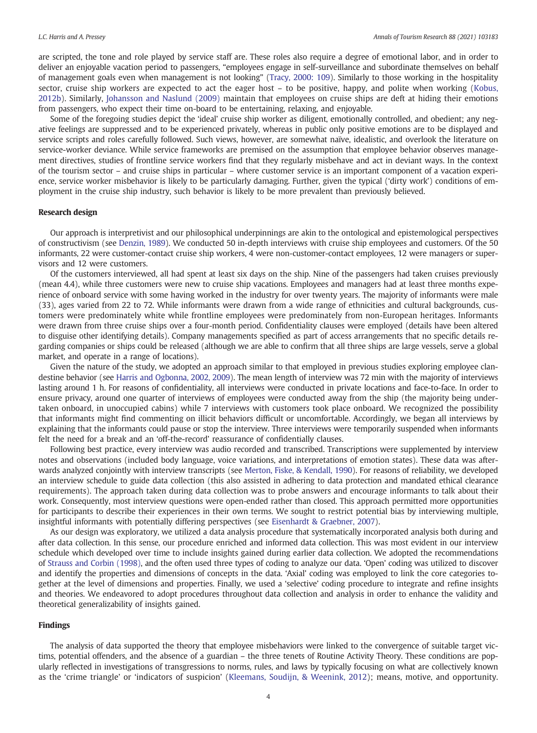are scripted, the tone and role played by service staff are. These roles also require a degree of emotional labor, and in order to deliver an enjoyable vacation period to passengers, "employees engage in self-surveillance and subordinate themselves on behalf of management goals even when management is not looking" (Tracy, 2000: 109). Similarly to those working in the hospitality sector, cruise ship workers are expected to act the eager host – to be positive, happy, and polite when working (Kobus, 2012b). Similarly, Johansson and Naslund (2009) maintain that employees on cruise ships are deft at hiding their emotions from passengers, who expect their time on-board to be entertaining, relaxing, and enjoyable.

Some of the foregoing studies depict the 'ideal' cruise ship worker as diligent, emotionally controlled, and obedient; any negative feelings are suppressed and to be experienced privately, whereas in public only positive emotions are to be displayed and service scripts and roles carefully followed. Such views, however, are somewhat naïve, idealistic, and overlook the literature on service-worker deviance. While service frameworks are premised on the assumption that employee behavior observes management directives, studies of frontline service workers find that they regularly misbehave and act in deviant ways. In the context of the tourism sector – and cruise ships in particular – where customer service is an important component of a vacation experience, service worker misbehavior is likely to be particularly damaging. Further, given the typical ('dirty work') conditions of employment in the cruise ship industry, such behavior is likely to be more prevalent than previously believed.

## Research design

Our approach is interpretivist and our philosophical underpinnings are akin to the ontological and epistemological perspectives of constructivism (see Denzin, 1989). We conducted 50 in-depth interviews with cruise ship employees and customers. Of the 50 informants, 22 were customer-contact cruise ship workers, 4 were non-customer-contact employees, 12 were managers or supervisors and 12 were customers.

Of the customers interviewed, all had spent at least six days on the ship. Nine of the passengers had taken cruises previously (mean 4.4), while three customers were new to cruise ship vacations. Employees and managers had at least three months experience of onboard service with some having worked in the industry for over twenty years. The majority of informants were male (33), ages varied from 22 to 72. While informants were drawn from a wide range of ethnicities and cultural backgrounds, customers were predominately white while frontline employees were predominately from non-European heritages. Informants were drawn from three cruise ships over a four-month period. Confidentiality clauses were employed (details have been altered to disguise other identifying details). Company managements specified as part of access arrangements that no specific details regarding companies or ships could be released (although we are able to confirm that all three ships are large vessels, serve a global market, and operate in a range of locations).

Given the nature of the study, we adopted an approach similar to that employed in previous studies exploring employee clandestine behavior (see Harris and Ogbonna, 2002, 2009). The mean length of interview was 72 min with the majority of interviews lasting around 1 h. For reasons of confidentiality, all interviews were conducted in private locations and face-to-face. In order to ensure privacy, around one quarter of interviews of employees were conducted away from the ship (the majority being undertaken onboard, in unoccupied cabins) while 7 interviews with customers took place onboard. We recognized the possibility that informants might find commenting on illicit behaviors difficult or uncomfortable. Accordingly, we began all interviews by explaining that the informants could pause or stop the interview. Three interviews were temporarily suspended when informants felt the need for a break and an 'off-the-record' reassurance of confidentially clauses.

Following best practice, every interview was audio recorded and transcribed. Transcriptions were supplemented by interview notes and observations (included body language, voice variations, and interpretations of emotion states). These data was afterwards analyzed conjointly with interview transcripts (see Merton, Fiske, & Kendall, 1990). For reasons of reliability, we developed an interview schedule to guide data collection (this also assisted in adhering to data protection and mandated ethical clearance requirements). The approach taken during data collection was to probe answers and encourage informants to talk about their work. Consequently, most interview questions were open-ended rather than closed. This approach permitted more opportunities for participants to describe their experiences in their own terms. We sought to restrict potential bias by interviewing multiple, insightful informants with potentially differing perspectives (see Eisenhardt & Graebner, 2007).

As our design was exploratory, we utilized a data analysis procedure that systematically incorporated analysis both during and after data collection. In this sense, our procedure enriched and informed data collection. This was most evident in our interview schedule which developed over time to include insights gained during earlier data collection. We adopted the recommendations of Strauss and Corbin (1998), and the often used three types of coding to analyze our data. 'Open' coding was utilized to discover and identify the properties and dimensions of concepts in the data. 'Axial' coding was employed to link the core categories together at the level of dimensions and properties. Finally, we used a 'selective' coding procedure to integrate and refine insights and theories. We endeavored to adopt procedures throughout data collection and analysis in order to enhance the validity and theoretical generalizability of insights gained.

## Findings

The analysis of data supported the theory that employee misbehaviors were linked to the convergence of suitable target victims, potential offenders, and the absence of a guardian – the three tenets of Routine Activity Theory. These conditions are popularly reflected in investigations of transgressions to norms, rules, and laws by typically focusing on what are collectively known as the 'crime triangle' or 'indicators of suspicion' (Kleemans, Soudijn, & Weenink, 2012); means, motive, and opportunity.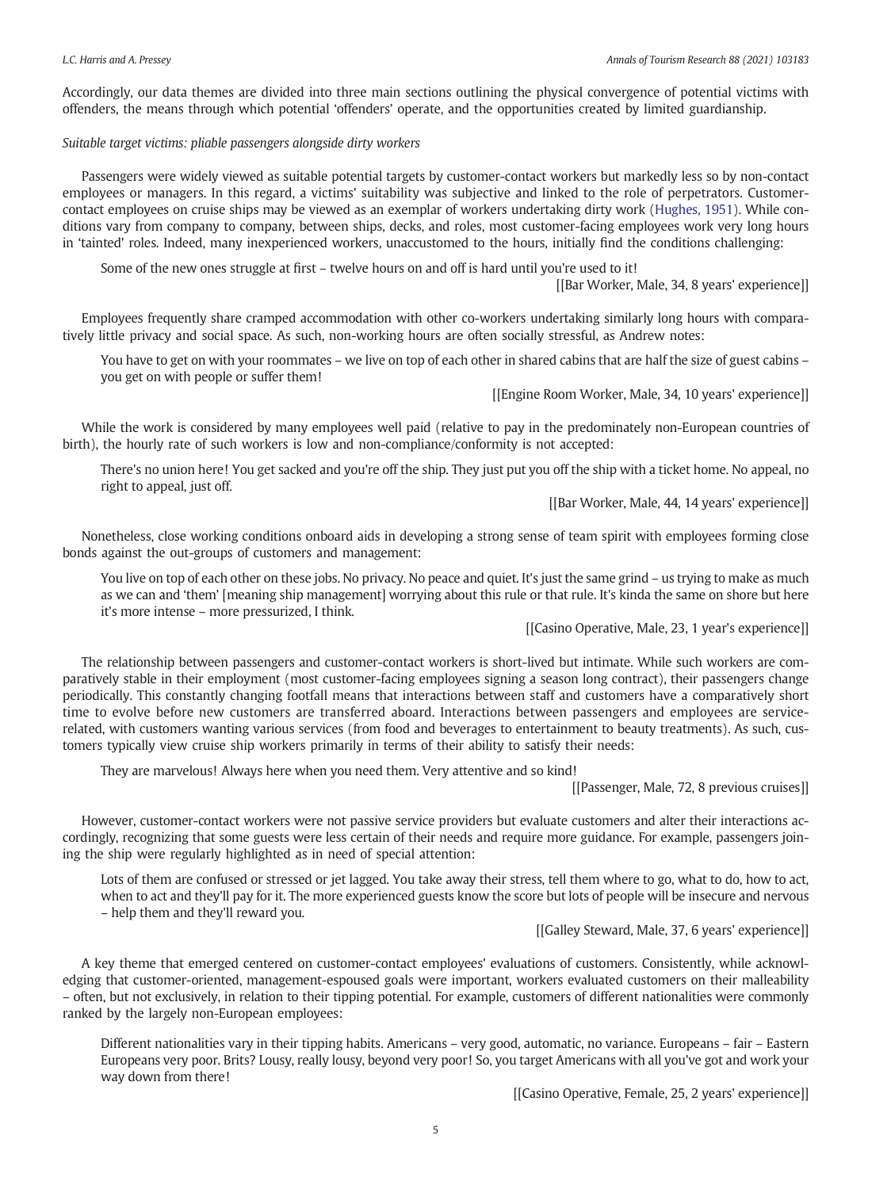Accordingly, our data themes are divided into three main sections outlining the physical convergence of potential victims with offenders, the means through which potential 'offenders' operate, and the opportunities created by limited guardianship.

*Suitable target victims: pliable passengers alongside dirty workers*

Passengers were widely viewed as suitable potential targets by customer-contact workers but markedly less so by non-contact employees or managers. In this regard, a victims' suitability was subjective and linked to the role of perpetrators. Customer-contact employees on cruise ships may be viewed as an exemplar of workers undertaking dirty work (Hughes, 1951). While conditions vary from company to company, between ships, decks, and roles, most customer-facing employees work very long hours in 'tainted' roles. Indeed, many inexperienced workers, unaccustomed to the hours, initially find the conditions challenging:

> Some of the new ones struggle at first – twelve hours on and off is hard until you're used to it!
>
> [[Bar Worker, Male, 34, 8 years' experience]]

Employees frequently share cramped accommodation with other co-workers undertaking similarly long hours with comparatively little privacy and social space. As such, non-working hours are often socially stressful, as Andrew notes:

> You have to get on with your roommates – we live on top of each other in shared cabins that are half the size of guest cabins – you get on with people or suffer them!
>
> [[Engine Room Worker, Male, 34, 10 years' experience]]

While the work is considered by many employees well paid (relative to pay in the predominately non-European countries of birth), the hourly rate of such workers is low and non-compliance/conformity is not accepted:

> There's no union here! You get sacked and you're off the ship. They just put you off the ship with a ticket home. No appeal, no right to appeal, just off.
>
> [[Bar Worker, Male, 44, 14 years' experience]]

Nonetheless, close working conditions onboard aids in developing a strong sense of team spirit with employees forming close bonds against the out-groups of customers and management:

> You live on top of each other on these jobs. No privacy. No peace and quiet. It's just the same grind – us trying to make as much as we can and 'them' [meaning ship management] worrying about this rule or that rule. It's kinda the same on shore but here it's more intense – more pressurized, I think.
>
> [[Casino Operative, Male, 23, 1 year's experience]]

The relationship between passengers and customer-contact workers is short-lived but intimate. While such workers are comparatively stable in their employment (most customer-facing employees signing a season long contract), their passengers change periodically. This constantly changing footfall means that interactions between staff and customers have a comparatively short time to evolve before new customers are transferred aboard. Interactions between passengers and employees are service-related, with customers wanting various services (from food and beverages to entertainment to beauty treatments). As such, customers typically view cruise ship workers primarily in terms of their ability to satisfy their needs:

> They are marvelous! Always here when you need them. Very attentive and so kind!
>
> [[Passenger, Male, 72, 8 previous cruises]]

However, customer-contact workers were not passive service providers but evaluate customers and alter their interactions accordingly, recognizing that some guests were less certain of their needs and require more guidance. For example, passengers joining the ship were regularly highlighted as in need of special attention:

> Lots of them are confused or stressed or jet lagged. You take away their stress, tell them where to go, what to do, how to act, when to act and they'll pay for it. The more experienced guests know the score but lots of people will be insecure and nervous – help them and they'll reward you.
>
> [[Galley Steward, Male, 37, 6 years' experience]]

A key theme that emerged centered on customer-contact employees' evaluations of customers. Consistently, while acknowledging that customer-oriented, management-espoused goals were important, workers evaluated customers on their malleability – often, but not exclusively, in relation to their tipping potential. For example, customers of different nationalities were commonly ranked by the largely non-European employees:

> Different nationalities vary in their tipping habits. Americans – very good, automatic, no variance. Europeans – fair – Eastern Europeans very poor. Brits? Lousy, really lousy, beyond very poor! So, you target Americans with all you've got and work your way down from there!
>
> [[Casino Operative, Female, 25, 2 years' experience]]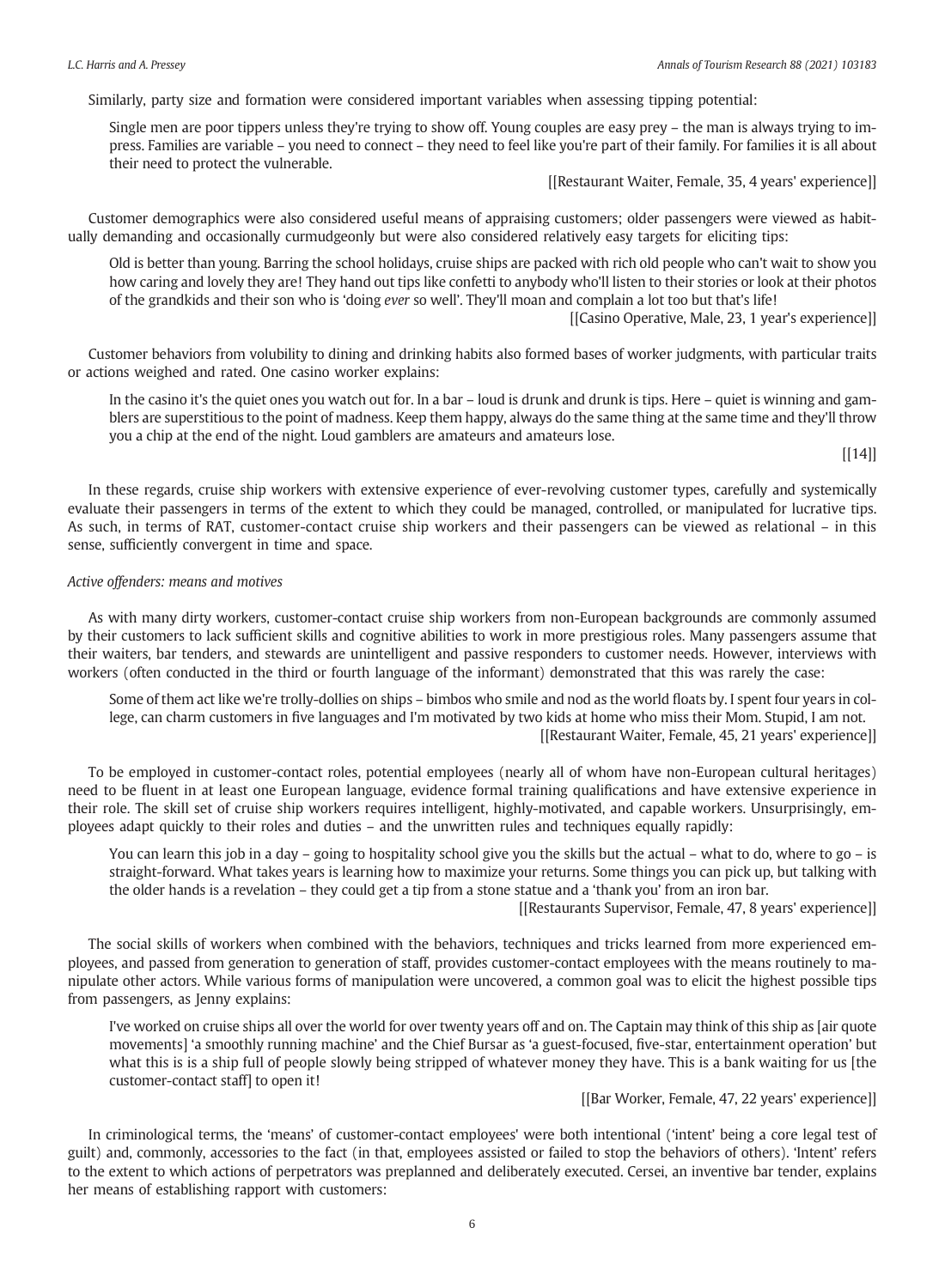Similarly, party size and formation were considered important variables when assessing tipping potential:

> Single men are poor tippers unless they're trying to show off. Young couples are easy prey – the man is always trying to impress. Families are variable – you need to connect – they need to feel like you're part of their family. For families it is all about their need to protect the vulnerable.
>
> [[Restaurant Waiter, Female, 35, 4 years' experience]]

Customer demographics were also considered useful means of appraising customers; older passengers were viewed as habitually demanding and occasionally curmudgeonly but were also considered relatively easy targets for eliciting tips:

> Old is better than young. Barring the school holidays, cruise ships are packed with rich old people who can't wait to show you how caring and lovely they are! They hand out tips like confetti to anybody who'll listen to their stories or look at their photos of the grandkids and their son who is 'doing *ever* so well'. They'll moan and complain a lot too but that's life!
>
> [[Casino Operative, Male, 23, 1 year's experience]]

Customer behaviors from volubility to dining and drinking habits also formed bases of worker judgments, with particular traits or actions weighed and rated. One casino worker explains:

> In the casino it's the quiet ones you watch out for. In a bar – loud is drunk and drunk is tips. Here – quiet is winning and gamblers are superstitious to the point of madness. Keep them happy, always do the same thing at the same time and they'll throw you a chip at the end of the night. Loud gamblers are amateurs and amateurs lose.
>
> [[14]]

In these regards, cruise ship workers with extensive experience of ever-revolving customer types, carefully and systemically evaluate their passengers in terms of the extent to which they could be managed, controlled, or manipulated for lucrative tips. As such, in terms of RAT, customer-contact cruise ship workers and their passengers can be viewed as relational – in this sense, sufficiently convergent in time and space.

*Active offenders: means and motives*

As with many dirty workers, customer-contact cruise ship workers from non-European backgrounds are commonly assumed by their customers to lack sufficient skills and cognitive abilities to work in more prestigious roles. Many passengers assume that their waiters, bar tenders, and stewards are unintelligent and passive responders to customer needs. However, interviews with workers (often conducted in the third or fourth language of the informant) demonstrated that this was rarely the case:

> Some of them act like we're trolly-dollies on ships – bimbos who smile and nod as the world floats by. I spent four years in college, can charm customers in five languages and I'm motivated by two kids at home who miss their Mom. Stupid, I am not.
>
> [[Restaurant Waiter, Female, 45, 21 years' experience]]

To be employed in customer-contact roles, potential employees (nearly all of whom have non-European cultural heritages) need to be fluent in at least one European language, evidence formal training qualifications and have extensive experience in their role. The skill set of cruise ship workers requires intelligent, highly-motivated, and capable workers. Unsurprisingly, employees adapt quickly to their roles and duties – and the unwritten rules and techniques equally rapidly:

> You can learn this job in a day – going to hospitality school give you the skills but the actual – what to do, where to go – is straight-forward. What takes years is learning how to maximize your returns. Some things you can pick up, but talking with the older hands is a revelation – they could get a tip from a stone statue and a 'thank you' from an iron bar.
>
> [[Restaurants Supervisor, Female, 47, 8 years' experience]]

The social skills of workers when combined with the behaviors, techniques and tricks learned from more experienced employees, and passed from generation to generation of staff, provides customer-contact employees with the means routinely to manipulate other actors. While various forms of manipulation were uncovered, a common goal was to elicit the highest possible tips from passengers, as Jenny explains:

> I've worked on cruise ships all over the world for over twenty years off and on. The Captain may think of this ship as [air quote movements] 'a smoothly running machine' and the Chief Bursar as 'a guest-focused, five-star, entertainment operation' but what this is is a ship full of people slowly being stripped of whatever money they have. This is a bank waiting for us [the customer-contact staff] to open it!
>
> [[Bar Worker, Female, 47, 22 years' experience]]

In criminological terms, the 'means' of customer-contact employees' were both intentional ('intent' being a core legal test of guilt) and, commonly, accessories to the fact (in that, employees assisted or failed to stop the behaviors of others). 'Intent' refers to the extent to which actions of perpetrators was preplanned and deliberately executed. Cersei, an inventive bar tender, explains her means of establishing rapport with customers: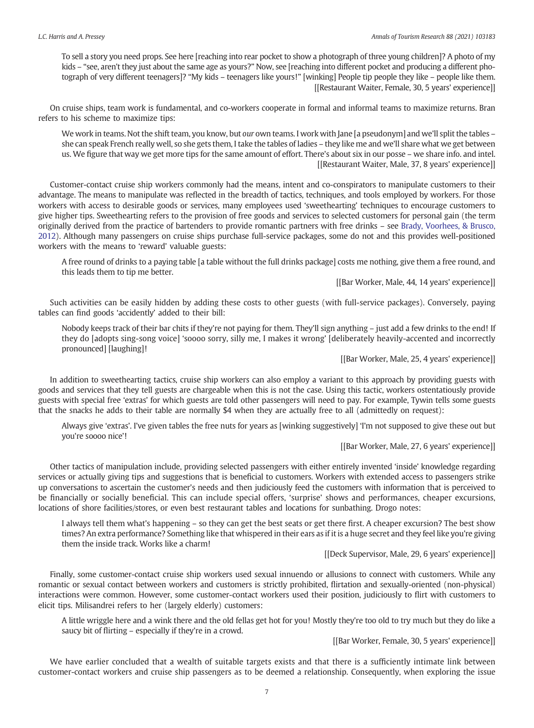> To sell a story you need props. See here [reaching into rear pocket to show a photograph of three young children]? A photo of my kids – "see, aren't they just about the same age as yours?" Now, see [reaching into different pocket and producing a different photograph of very different teenagers]? "My kids – teenagers like yours!" [winking] People tip people they like – people like them.
>
> [[Restaurant Waiter, Female, 30, 5 years' experience]]

On cruise ships, team work is fundamental, and co-workers cooperate in formal and informal teams to maximize returns. Bran refers to his scheme to maximize tips:

> We work in teams. Not the shift team, you know, but *our* own teams. I work with Jane [a pseudonym] and we'll split the tables – she can speak French really well, so she gets them, I take the tables of ladies – they like me and we'll share what we get between us. We figure that way we get more tips for the same amount of effort. There's about six in our posse – we share info. and intel.
>
> [[Restaurant Waiter, Male, 37, 8 years' experience]]

Customer-contact cruise ship workers commonly had the means, intent and co-conspirators to manipulate customers to their advantage. The means to manipulate was reflected in the breadth of tactics, techniques, and tools employed by workers. For those workers with access to desirable goods or services, many employees used 'sweethearting' techniques to encourage customers to give higher tips. Sweethearting refers to the provision of free goods and services to selected customers for personal gain (the term originally derived from the practice of bartenders to provide romantic partners with free drinks – see Brady, Voorhees, & Brusco, 2012). Although many passengers on cruise ships purchase full-service packages, some do not and this provides well-positioned workers with the means to 'reward' valuable guests:

> A free round of drinks to a paying table [a table without the full drinks package] costs me nothing, give them a free round, and this leads them to tip me better.
>
> [[Bar Worker, Male, 44, 14 years' experience]]

Such activities can be easily hidden by adding these costs to other guests (with full-service packages). Conversely, paying tables can find goods 'accidently' added to their bill:

> Nobody keeps track of their bar chits if they're not paying for them. They'll sign anything – just add a few drinks to the end! If they do [adopts sing-song voice] 'soooo sorry, silly me, I makes it wrong' [deliberately heavily-accented and incorrectly pronounced] [laughing]!
>
> [[Bar Worker, Male, 25, 4 years' experience]]

In addition to sweethearting tactics, cruise ship workers can also employ a variant to this approach by providing guests with goods and services that they tell guests are chargeable when this is not the case. Using this tactic, workers ostentatiously provide guests with special free 'extras' for which guests are told other passengers will need to pay. For example, Tywin tells some guests that the snacks he adds to their table are normally $4 when they are actually free to all (admittedly on request):

> Always give 'extras'. I've given tables the free nuts for years as [winking suggestively] 'I'm not supposed to give these out but you're soooo nice'!
>
> [[Bar Worker, Male, 27, 6 years' experience]]

Other tactics of manipulation include, providing selected passengers with either entirely invented 'inside' knowledge regarding services or actually giving tips and suggestions that is beneficial to customers. Workers with extended access to passengers strike up conversations to ascertain the customer's needs and then judiciously feed the customers with information that is perceived to be financially or socially beneficial. This can include special offers, 'surprise' shows and performances, cheaper excursions, locations of shore facilities/stores, or even best restaurant tables and locations for sunbathing. Drogo notes:

> I always tell them what's happening – so they can get the best seats or get there first. A cheaper excursion? The best show times? An extra performance? Something like that whispered in their ears as if it is a huge secret and they feel like you're giving them the inside track. Works like a charm!
>
> [[Deck Supervisor, Male, 29, 6 years' experience]]

Finally, some customer-contact cruise ship workers used sexual innuendo or allusions to connect with customers. While any romantic or sexual contact between workers and customers is strictly prohibited, flirtation and sexually-oriented (non-physical) interactions were common. However, some customer-contact workers used their position, judiciously to flirt with customers to elicit tips. Milisandrei refers to her (largely elderly) customers:

> A little wriggle here and a wink there and the old fellas get hot for you! Mostly they're too old to try much but they do like a saucy bit of flirting – especially if they're in a crowd.
>
> [[Bar Worker, Female, 30, 5 years' experience]]

We have earlier concluded that a wealth of suitable targets exists and that there is a sufficiently intimate link between customer-contact workers and cruise ship passengers as to be deemed a relationship. Consequently, when exploring the issue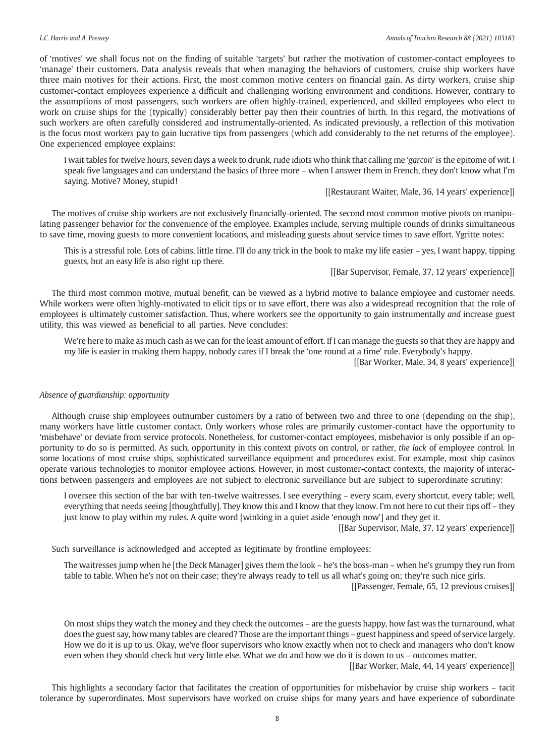of 'motives' we shall focus not on the finding of suitable 'targets' but rather the motivation of customer-contact employees to 'manage' their customers. Data analysis reveals that when managing the behaviors of customers, cruise ship workers have three main motives for their actions. First, the most common motive centers on financial gain. As dirty workers, cruise ship customer-contact employees experience a difficult and challenging working environment and conditions. However, contrary to the assumptions of most passengers, such workers are often highly-trained, experienced, and skilled employees who elect to work on cruise ships for the (typically) considerably better pay then their countries of birth. In this regard, the motivations of such workers are often carefully considered and instrumentally-oriented. As indicated previously, a reflection of this motivation is the focus most workers pay to gain lucrative tips from passengers (which add considerably to the net returns of the employee). One experienced employee explains:

> I wait tables for twelve hours, seven days a week to drunk, rude idiots who think that calling me '*garcon*' is the epitome of wit. I speak five languages and can understand the basics of three more – when I answer them in French, they don't know what I'm saying. Motive? Money, stupid!
>
> [[Restaurant Waiter, Male, 36, 14 years' experience]]

The motives of cruise ship workers are not exclusively financially-oriented. The second most common motive pivots on manipulating passenger behavior for the convenience of the employee. Examples include, serving multiple rounds of drinks simultaneous to save time, moving guests to more convenient locations, and misleading guests about service times to save effort. Ygritte notes:

> This is a stressful role. Lots of cabins, little time. I'll do any trick in the book to make my life easier – yes, I want happy, tipping guests, but an easy life is also right up there.
>
> [[Bar Supervisor, Female, 37, 12 years' experience]]

The third most common motive, mutual benefit, can be viewed as a hybrid motive to balance employee and customer needs. While workers were often highly-motivated to elicit tips or to save effort, there was also a widespread recognition that the role of employees is ultimately customer satisfaction. Thus, where workers see the opportunity to gain instrumentally *and* increase guest utility, this was viewed as beneficial to all parties. Neve concludes:

> We're here to make as much cash as we can for the least amount of effort. If I can manage the guests so that they are happy and my life is easier in making them happy, nobody cares if I break the 'one round at a time' rule. Everybody's happy.
>
> [[Bar Worker, Male, 34, 8 years' experience]]

*Absence of guardianship: opportunity*

Although cruise ship employees outnumber customers by a ratio of between two and three to one (depending on the ship), many workers have little customer contact. Only workers whose roles are primarily customer-contact have the opportunity to 'misbehave' or deviate from service protocols. Nonetheless, for customer-contact employees, misbehavior is only possible if an opportunity to do so is permitted. As such, opportunity in this context pivots on control, or rather, *the lack* of employee control. In some locations of most cruise ships, sophisticated surveillance equipment and procedures exist. For example, most ship casinos operate various technologies to monitor employee actions. However, in most customer-contact contexts, the majority of interactions between passengers and employees are not subject to electronic surveillance but are subject to superordinate scrutiny:

> I oversee this section of the bar with ten-twelve waitresses. I see everything – every scam, every shortcut, every table; well, everything that needs seeing [thoughtfully]. They know this and I know that they know. I'm not here to cut their tips off – they just know to play within my rules. A quite word [winking in a quiet aside 'enough now'] and they get it.
>
> [[Bar Supervisor, Male, 37, 12 years' experience]]

Such surveillance is acknowledged and accepted as legitimate by frontline employees:

> The waitresses jump when he [the Deck Manager] gives them the look – he's the boss-man – when he's grumpy they run from table to table. When he's not on their case; they're always ready to tell us all what's going on; they're such nice girls.
>
> [[Passenger, Female, 65, 12 previous cruises]]

> On most ships they watch the money and they check the outcomes – are the guests happy, how fast was the turnaround, what does the guest say, how many tables are cleared? Those are the important things – guest happiness and speed of service largely. How we do it is up to us. Okay, we've floor supervisors who know exactly when not to check and managers who don't know even when they should check but very little else. What we do and how we do it is down to us – outcomes matter.
>
> [[Bar Worker, Male, 44, 14 years' experience]]

This highlights a secondary factor that facilitates the creation of opportunities for misbehavior by cruise ship workers – tacit tolerance by superordinates. Most supervisors have worked on cruise ships for many years and have experience of subordinate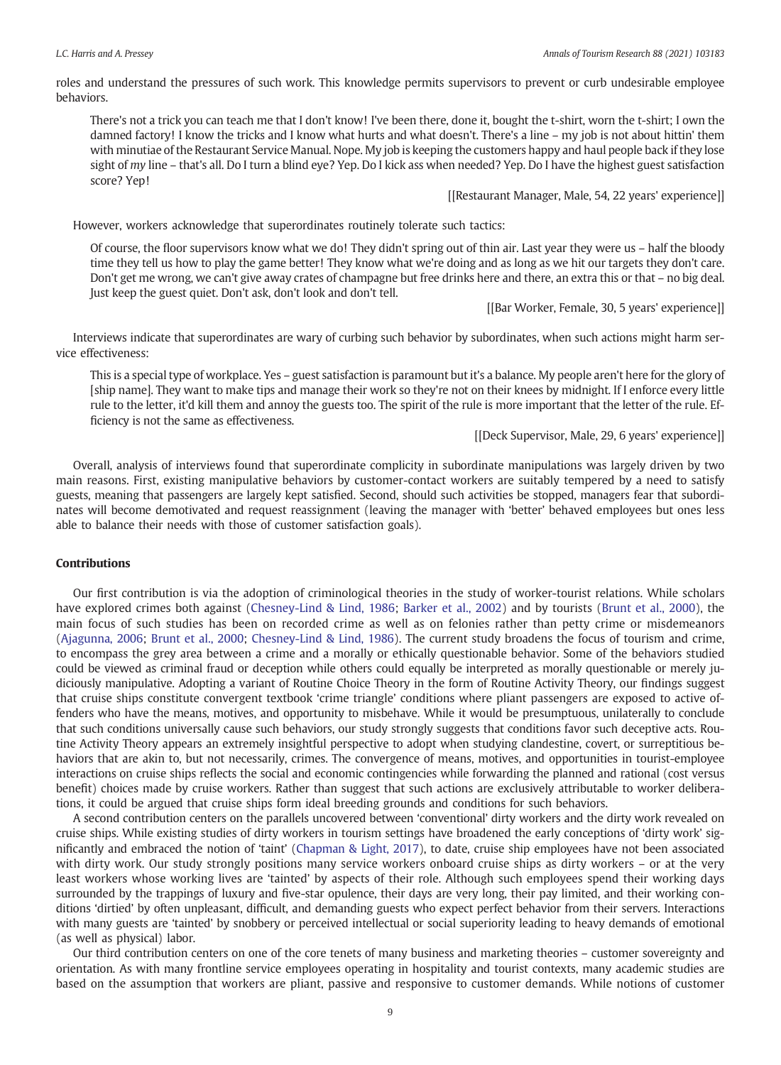roles and understand the pressures of such work. This knowledge permits supervisors to prevent or curb undesirable employee behaviors.

> There's not a trick you can teach me that I don't know! I've been there, done it, bought the t-shirt, worn the t-shirt; I own the damned factory! I know the tricks and I know what hurts and what doesn't. There's a line – my job is not about hittin' them with minutiae of the Restaurant Service Manual. Nope. My job is keeping the customers happy and haul people back if they lose sight of *my* line – that's all. Do I turn a blind eye? Yep. Do I kick ass when needed? Yep. Do I have the highest guest satisfaction score? Yep!
>
> [[Restaurant Manager, Male, 54, 22 years' experience]]

However, workers acknowledge that superordinates routinely tolerate such tactics:

> Of course, the floor supervisors know what we do! They didn't spring out of thin air. Last year they were us – half the bloody time they tell us how to play the game better! They know what we're doing and as long as we hit our targets they don't care. Don't get me wrong, we can't give away crates of champagne but free drinks here and there, an extra this or that – no big deal. Just keep the guest quiet. Don't ask, don't look and don't tell.
>
> [[Bar Worker, Female, 30, 5 years' experience]]

Interviews indicate that superordinates are wary of curbing such behavior by subordinates, when such actions might harm service effectiveness:

> This is a special type of workplace. Yes – guest satisfaction is paramount but it's a balance. My people aren't here for the glory of [ship name]. They want to make tips and manage their work so they're not on their knees by midnight. If I enforce every little rule to the letter, it'd kill them and annoy the guests too. The spirit of the rule is more important that the letter of the rule. Efficiency is not the same as effectiveness.
>
> [[Deck Supervisor, Male, 29, 6 years' experience]]

Overall, analysis of interviews found that superordinate complicity in subordinate manipulations was largely driven by two main reasons. First, existing manipulative behaviors by customer-contact workers are suitably tempered by a need to satisfy guests, meaning that passengers are largely kept satisfied. Second, should such activities be stopped, managers fear that subordinates will become demotivated and request reassignment (leaving the manager with 'better' behaved employees but ones less able to balance their needs with those of customer satisfaction goals).

## Contributions

Our first contribution is via the adoption of criminological theories in the study of worker-tourist relations. While scholars have explored crimes both against (Chesney-Lind & Lind, 1986; Barker et al., 2002) and by tourists (Brunt et al., 2000), the main focus of such studies has been on recorded crime as well as on felonies rather than petty crime or misdemeanors (Ajagunna, 2006; Brunt et al., 2000; Chesney-Lind & Lind, 1986). The current study broadens the focus of tourism and crime, to encompass the grey area between a crime and a morally or ethically questionable behavior. Some of the behaviors studied could be viewed as criminal fraud or deception while others could equally be interpreted as morally questionable or merely judiciously manipulative. Adopting a variant of Routine Choice Theory in the form of Routine Activity Theory, our findings suggest that cruise ships constitute convergent textbook 'crime triangle' conditions where pliant passengers are exposed to active offenders who have the means, motives, and opportunity to misbehave. While it would be presumptuous, unilaterally to conclude that such conditions universally cause such behaviors, our study strongly suggests that conditions favor such deceptive acts. Routine Activity Theory appears an extremely insightful perspective to adopt when studying clandestine, covert, or surreptitious behaviors that are akin to, but not necessarily, crimes. The convergence of means, motives, and opportunities in tourist-employee interactions on cruise ships reflects the social and economic contingencies while forwarding the planned and rational (cost versus benefit) choices made by cruise workers. Rather than suggest that such actions are exclusively attributable to worker deliberations, it could be argued that cruise ships form ideal breeding grounds and conditions for such behaviors.

A second contribution centers on the parallels uncovered between 'conventional' dirty workers and the dirty work revealed on cruise ships. While existing studies of dirty workers in tourism settings have broadened the early conceptions of 'dirty work' significantly and embraced the notion of 'taint' (Chapman & Light, 2017), to date, cruise ship employees have not been associated with dirty work. Our study strongly positions many service workers onboard cruise ships as dirty workers – or at the very least workers whose working lives are 'tainted' by aspects of their role. Although such employees spend their working days surrounded by the trappings of luxury and five-star opulence, their days are very long, their pay limited, and their working conditions 'dirtied' by often unpleasant, difficult, and demanding guests who expect perfect behavior from their servers. Interactions with many guests are 'tainted' by snobbery or perceived intellectual or social superiority leading to heavy demands of emotional (as well as physical) labor.

Our third contribution centers on one of the core tenets of many business and marketing theories – customer sovereignty and orientation. As with many frontline service employees operating in hospitality and tourist contexts, many academic studies are based on the assumption that workers are pliant, passive and responsive to customer demands. While notions of customer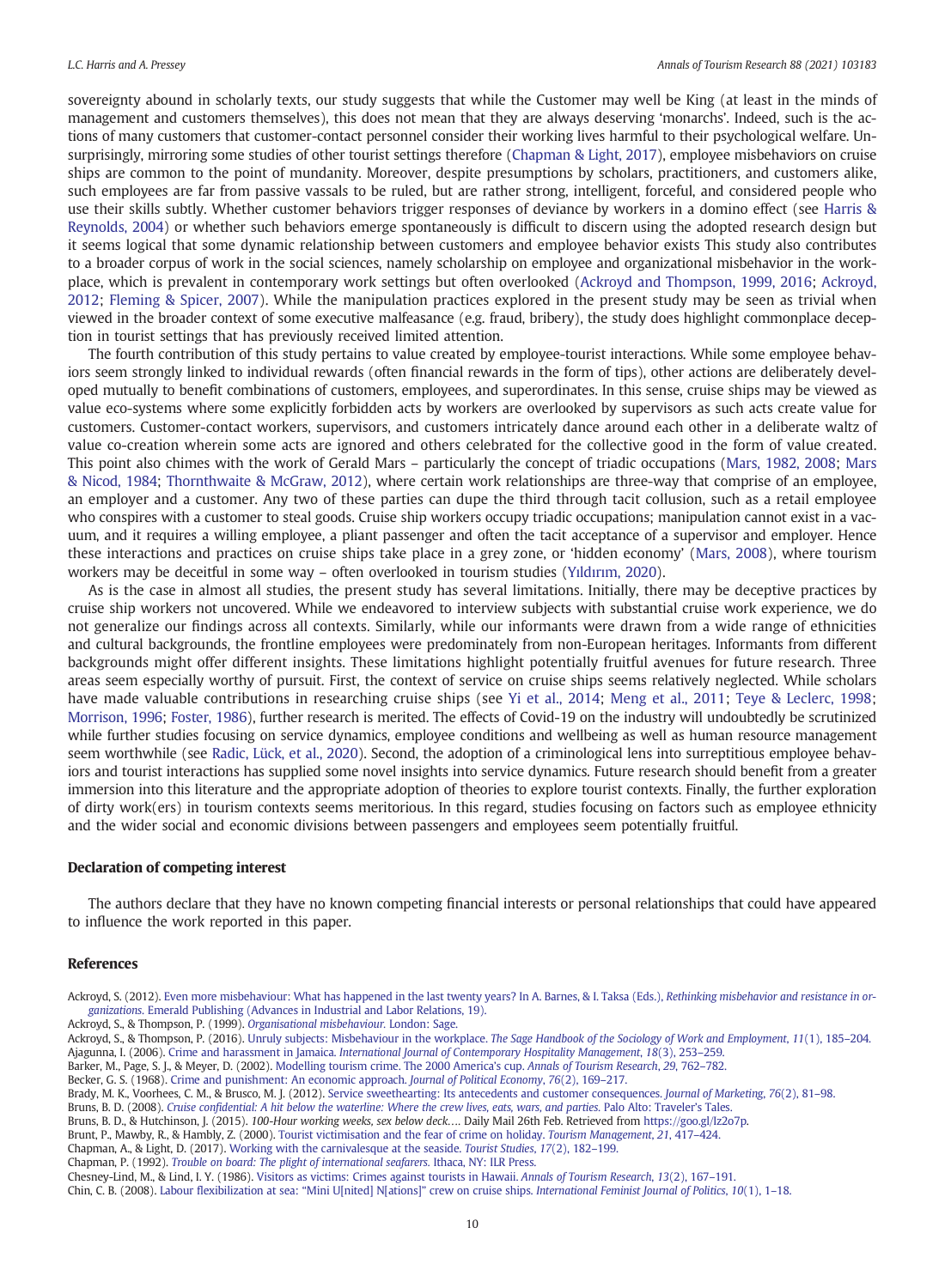sovereignty abound in scholarly texts, our study suggests that while the Customer may well be King (at least in the minds of management and customers themselves), this does not mean that they are always deserving 'monarchs'. Indeed, such is the actions of many customers that customer-contact personnel consider their working lives harmful to their psychological welfare. Unsurprisingly, mirroring some studies of other tourist settings therefore (Chapman & Light, 2017), employee misbehaviors on cruise ships are common to the point of mundanity. Moreover, despite presumptions by scholars, practitioners, and customers alike, such employees are far from passive vassals to be ruled, but are rather strong, intelligent, forceful, and considered people who use their skills subtly. Whether customer behaviors trigger responses of deviance by workers in a domino effect (see Harris & Reynolds, 2004) or whether such behaviors emerge spontaneously is difficult to discern using the adopted research design but it seems logical that some dynamic relationship between customers and employee behavior exists This study also contributes to a broader corpus of work in the social sciences, namely scholarship on employee and organizational misbehavior in the workplace, which is prevalent in contemporary work settings but often overlooked (Ackroyd and Thompson, 1999, 2016; Ackroyd, 2012; Fleming & Spicer, 2007). While the manipulation practices explored in the present study may be seen as trivial when viewed in the broader context of some executive malfeasance (e.g. fraud, bribery), the study does highlight commonplace deception in tourist settings that has previously received limited attention.

The fourth contribution of this study pertains to value created by employee-tourist interactions. While some employee behaviors seem strongly linked to individual rewards (often financial rewards in the form of tips), other actions are deliberately developed mutually to benefit combinations of customers, employees, and superordinates. In this sense, cruise ships may be viewed as value eco-systems where some explicitly forbidden acts by workers are overlooked by supervisors as such acts create value for customers. Customer-contact workers, supervisors, and customers intricately dance around each other in a deliberate waltz of value co-creation wherein some acts are ignored and others celebrated for the collective good in the form of value created. This point also chimes with the work of Gerald Mars – particularly the concept of triadic occupations (Mars, 1982, 2008; Mars & Nicod, 1984; Thornthwaite & McGraw, 2012), where certain work relationships are three-way that comprise of an employee, an employer and a customer. Any two of these parties can dupe the third through tacit collusion, such as a retail employee who conspires with a customer to steal goods. Cruise ship workers occupy triadic occupations; manipulation cannot exist in a vacuum, and it requires a willing employee, a pliant passenger and often the tacit acceptance of a supervisor and employer. Hence these interactions and practices on cruise ships take place in a grey zone, or 'hidden economy' (Mars, 2008), where tourism workers may be deceitful in some way – often overlooked in tourism studies (Yıldırım, 2020).

As is the case in almost all studies, the present study has several limitations. Initially, there may be deceptive practices by cruise ship workers not uncovered. While we endeavored to interview subjects with substantial cruise work experience, we do not generalize our findings across all contexts. Similarly, while our informants were drawn from a wide range of ethnicities and cultural backgrounds, the frontline employees were predominately from non-European heritages. Informants from different backgrounds might offer different insights. These limitations highlight potentially fruitful avenues for future research. Three areas seem especially worthy of pursuit. First, the context of service on cruise ships seems relatively neglected. While scholars have made valuable contributions in researching cruise ships (see Yi et al., 2014; Meng et al., 2011; Teye & Leclerc, 1998; Morrison, 1996; Foster, 1986), further research is merited. The effects of Covid-19 on the industry will undoubtedly be scrutinized while further studies focusing on service dynamics, employee conditions and wellbeing as well as human resource management seem worthwhile (see Radic, Lück, et al., 2020). Second, the adoption of a criminological lens into surreptitious employee behaviors and tourist interactions has supplied some novel insights into service dynamics. Future research should benefit from a greater immersion into this literature and the appropriate adoption of theories to explore tourist contexts. Finally, the further exploration of dirty work(ers) in tourism contexts seems meritorious. In this regard, studies focusing on factors such as employee ethnicity and the wider social and economic divisions between passengers and employees seem potentially fruitful.

## Declaration of competing interest

The authors declare that they have no known competing financial interests or personal relationships that could have appeared to influence the work reported in this paper.

## References

Ackroyd, S. (2012). Even more misbehaviour: What has happened in the last twenty years? In A. Barnes, & I. Taksa (Eds.), *Rethinking misbehavior and resistance in organizations*. Emerald Publishing (Advances in Industrial and Labor Relations, 19).

Ackroyd, S., & Thompson, P. (1999). *Organisational misbehaviour*. London: Sage.

Ackroyd, S., & Thompson, P. (2016). Unruly subjects: Misbehaviour in the workplace. *The Sage Handbook of the Sociology of Work and Employment*, *11*(1), 185–204.

Ajagunna, I. (2006). Crime and harassment in Jamaica. *International Journal of Contemporary Hospitality Management*, *18*(3), 253–259.

Barker, M., Page, S. J., & Meyer, D. (2002). Modelling tourism crime. The 2000 America's cup. *Annals of Tourism Research*, *29*, 762–782.

Becker, G. S. (1968). Crime and punishment: An economic approach. *Journal of Political Economy*, *76*(2), 169–217.

Brady, M. K., Voorhees, C. M., & Brusco, M. J. (2012). Service sweethearting: Its antecedents and customer consequences. *Journal of Marketing*, *76*(2), 81–98.

Bruns, B. D. (2008). *Cruise confidential: A hit below the waterline: Where the crew lives, eats, wars, and parties*. Palo Alto: Traveler's Tales.

Bruns, B. D., & Hutchinson, J. (2015). *100-Hour working weeks, sex below deck*…. Daily Mail 26th Feb. Retrieved from https://goo.gl/lz2o7p.

Brunt, P., Mawby, R., & Hambly, Z. (2000). Tourist victimisation and the fear of crime on holiday. *Tourism Management*, *21*, 417–424.

Chapman, A., & Light, D. (2017). Working with the carnivalesque at the seaside. *Tourist Studies*, *17*(2), 182–199.

Chapman, P. (1992). *Trouble on board: The plight of international seafarers*. Ithaca, NY: ILR Press.

Chesney-Lind, M., & Lind, I. Y. (1986). Visitors as victims: Crimes against tourists in Hawaii. *Annals of Tourism Research*, *13*(2), 167–191.

Chin, C. B. (2008). Labour flexibilization at sea: "Mini U[nited] N[ations]" crew on cruise ships. *International Feminist Journal of Politics*, *10*(1), 1–18.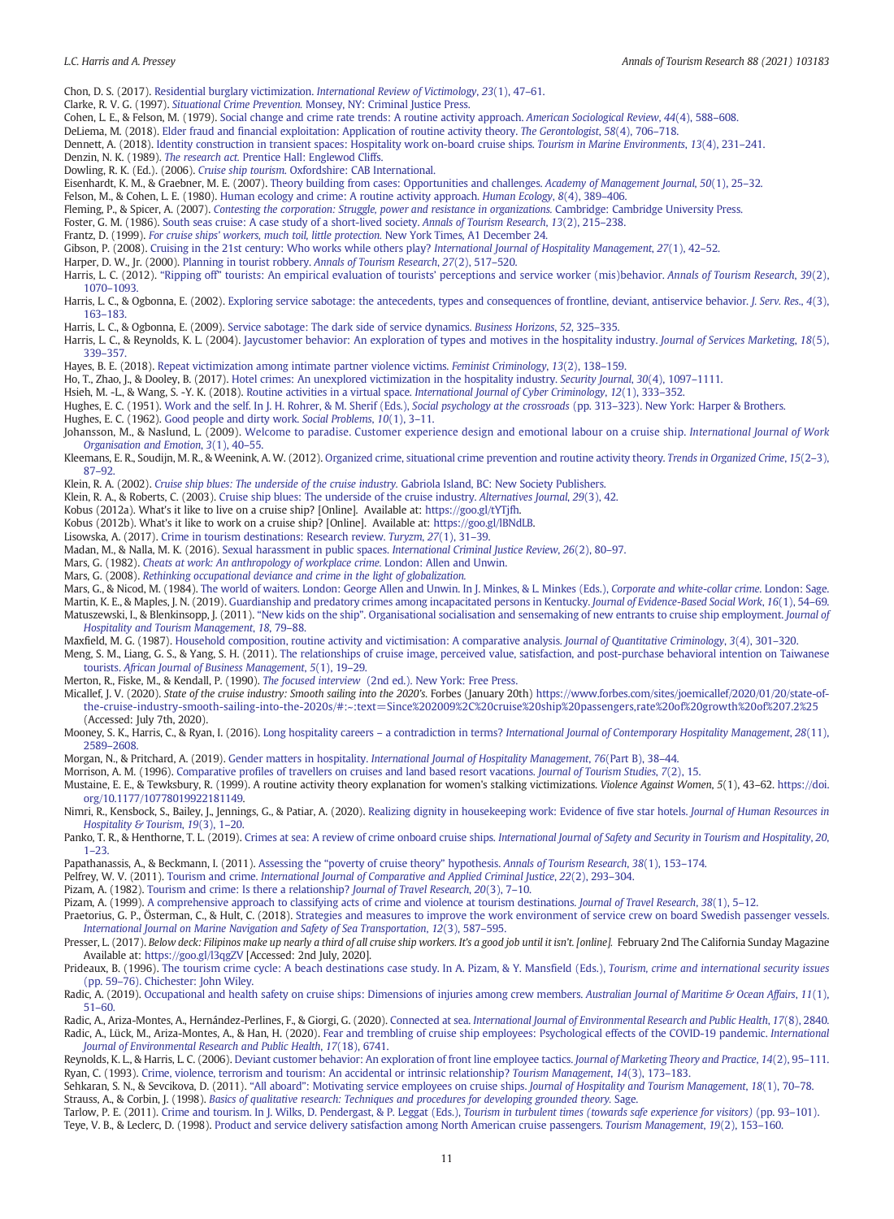Chon, D. S. (2017). Residential burglary victimization. *International Review of Victimology*, *23*(1), 47–61.

Clarke, R. V. G. (1997). *Situational Crime Prevention.* Monsey, NY: Criminal Justice Press.

Cohen, L. E., & Felson, M. (1979). Social change and crime rate trends: A routine activity approach. *American Sociological Review*, *44*(4), 588–608.

DeLiema, M. (2018). Elder fraud and financial exploitation: Application of routine activity theory. *The Gerontologist*, *58*(4), 706–718.

Dennett, A. (2018). Identity construction in transient spaces: Hospitality work on-board cruise ships. *Tourism in Marine Environments*, *13*(4), 231–241.

Denzin, N. K. (1989). *The research act.* Prentice Hall: Englewood Cliffs.

Dowling, R. K. (Ed.). (2006). *Cruise ship tourism.* Oxfordshire: CAB International.

Eisenhardt, K. M., & Graebner, M. E. (2007). Theory building from cases: Opportunities and challenges. *Academy of Management Journal*, *50*(1), 25–32.

Felson, M., & Cohen, L. E. (1980). Human ecology and crime: A routine activity approach. *Human Ecology*, *8*(4), 389–406.

Fleming, P., & Spicer, A. (2007). *Contesting the corporation: Struggle, power and resistance in organizations.* Cambridge: Cambridge University Press.

Foster, G. M. (1986). South seas cruise: A case study of a short-lived society. *Annals of Tourism Research*, *13*(2), 215–238.

Frantz, D. (1999). *For cruise ships' workers, much toil, little protection.* New York Times, A1 December 24.

Gibson, P. (2008). Cruising in the 21st century: Who works while others play? *International Journal of Hospitality Management*, *27*(1), 42–52.

Harper, D. W., Jr. (2000). Planning in tourist robbery. *Annals of Tourism Research*, *27*(2), 517–520.

Harris, L. C. (2012). "Ripping off" tourists: An empirical evaluation of tourists' perceptions and service worker (mis)behavior. *Annals of Tourism Research*, *39*(2), 1070–1093.

Harris, L. C., & Ogbonna, E. (2002). Exploring service sabotage: the antecedents, types and consequences of frontline, deviant, antiservice behavior. *J. Serv. Res.*, *4*(3), 163–183.

Harris, L. C., & Ogbonna, E. (2009). Service sabotage: The dark side of service dynamics. *Business Horizons*, *52*, 325–335.

Harris, L. C., & Reynolds, K. L. (2004). Jaycustomer behavior: An exploration of types and motives in the hospitality industry. *Journal of Services Marketing*, *18*(5), 339–357.

Hayes, B. E. (2018). Repeat victimization among intimate partner violence victims. *Feminist Criminology*, *13*(2), 138–159.

Ho, T., Zhao, J., & Dooley, B. (2017). Hotel crimes: An unexplored victimization in the hospitality industry. *Security Journal*, *30*(4), 1097–1111.

Hsieh, M. -L., & Wang, S. -Y. K. (2018). Routine activities in a virtual space. *International Journal of Cyber Criminology*, *12*(1), 333–352.

Hughes, E. C. (1951). Work and the self. In J. H. Rohrer, & M. Sherif (Eds.), *Social psychology at the crossroads* (pp. 313–323). New York: Harper & Brothers.

Hughes, E. C. (1962). Good people and dirty work. *Social Problems*, *10*(1), 3–11.

Johansson, M., & Naslund, L. (2009). Welcome to paradise. Customer experience design and emotional labour on a cruise ship. *International Journal of Work Organisation and Emotion*, *3*(1), 40–55.

Kleemans, E. R., Soudijn, M. R., & Weenink, A. W. (2012). Organized crime, situational crime prevention and routine activity theory. *Trends in Organized Crime*, *15*(2–3), 87–92.

Klein, R. A. (2002). *Cruise ship blues: The underside of the cruise industry.* Gabriola Island, BC: New Society Publishers.

Klein, R. A., & Roberts, C. (2003). Cruise ship blues: The underside of the cruise industry. *Alternatives Journal*, *29*(3), 42.

Kobus (2012a). What's it like to live on a cruise ship? [Online]. Available at: https://goo.gl/tYTjfh.

Kobus (2012b). What's it like to work on a cruise ship? [Online]. Available at: https://goo.gl/lBNdLB.

Lisowska, A. (2017). Crime in tourism destinations: Research review. *Turyzm*, *27*(1), 31–39.

Madan, M., & Nalla, M. K. (2016). Sexual harassment in public spaces. *International Criminal Justice Review*, *26*(2), 80–97.

Mars, G. (1982). *Cheats at work: An anthropology of workplace crime.* London: Allen and Unwin.

Mars, G. (2008). *Rethinking occupational deviance and crime in the light of globalization.*

Mars, G., & Nicod, M. (1984). The world of waiters. London: George Allen and Unwin. In J. Minkes, & L. Minkes (Eds.), *Corporate and white-collar crime.* London: Sage.

Martin, K. E., & Maples, J. N. (2019). Guardianship and predatory crimes among incapacitated persons in Kentucky. *Journal of Evidence-Based Social Work*, *16*(1), 54–69.

Matuszewski, I., & Blenkinsopp, J. (2011). "New kids on the ship". Organisational socialisation and sensemaking of new entrants to cruise ship employment. *Journal of Hospitality and Tourism Management*, *18*, 79–88.

Maxfield, M. G. (1987). Household composition, routine activity and victimisation: A comparative analysis. *Journal of Quantitative Criminology*, *3*(4), 301–320.

Meng, S. M., Liang, G. S., & Yang, S. H. (2011). The relationships of cruise image, perceived value, satisfaction, and post-purchase behavioral intention on Taiwanese tourists. *African Journal of Business Management*, *5*(1), 19–29.

Merton, R., Fiske, M., & Kendall, P. (1990). *The focused interview* (2nd ed.). New York: Free Press.

Micallef, J. V. (2020). *State of the cruise industry: Smooth sailing into the 2020's.* Forbes (January 20th) https://www.forbes.com/sites/joemicallef/2020/01/20/state-of-the-cruise-industry-smooth-sailing-into-the-2020s/#:~:text=Since%202009%2C%20cruise%20ship%20passengers,rate%20of%20growth%20of%207.2%25 (Accessed: July 7th, 2020).

Mooney, S. K., Harris, C., & Ryan, I. (2016). Long hospitality careers – a contradiction in terms? *International Journal of Contemporary Hospitality Management*, *28*(11), 2589–2608.

Morgan, N., & Pritchard, A. (2019). Gender matters in hospitality. *International Journal of Hospitality Management*, *76*(Part B), 38–44.

Morrison, A. M. (1996). Comparative profiles of travellers on cruises and land based resort vacations. *Journal of Tourism Studies*, *7*(2), 15.

Mustaine, E. E., & Tewksbury, R. (1999). A routine activity theory explanation for women's stalking victimizations. *Violence Against Women*, *5*(1), 43–62. https://doi.org/10.1177/10778019922181149.

Nimri, R., Kensbock, S., Bailey, J., Jennings, G., & Patiar, A. (2020). Realizing dignity in housekeeping work: Evidence of five star hotels. *Journal of Human Resources in Hospitality & Tourism*, *19*(3), 1–20.

Panko, T. R., & Henthorne, T. L. (2019). Crimes at sea: A review of crime onboard cruise ships. *International Journal of Safety and Security in Tourism and Hospitality*, *20*, 1–23.

Papathanassis, A., & Beckmann, I. (2011). Assessing the "poverty of cruise theory" hypothesis. *Annals of Tourism Research*, *38*(1), 153–174.

Pelfrey, W. V. (2011). Tourism and crime. *International Journal of Comparative and Applied Criminal Justice*, *22*(2), 293–304.

Pizam, A. (1982). Tourism and crime: Is there a relationship? *Journal of Travel Research*, *20*(3), 7–10.

Pizam, A. (1999). A comprehensive approach to classifying acts of crime and violence at tourism destinations. *Journal of Travel Research*, *38*(1), 5–12.

Praetorius, G. P., Österman, C., & Hult, C. (2018). Strategies and measures to improve the work environment of service crew on board Swedish passenger vessels. *International Journal on Marine Navigation and Safety of Sea Transportation*, *12*(3), 587–595.

Presser, L. (2017). *Below deck: Filipinos make up nearly a third of all cruise ship workers. It's a good job until it isn't. [online].* February 2nd The California Sunday Magazine Available at: https://goo.gl/l3qgZV [Accessed: 2nd July, 2020].

Prideaux, B. (1996). The tourism crime cycle: A beach destinations case study. In A. Pizam, & Y. Mansfield (Eds.), *Tourism, crime and international security issues* (pp. 59–76). Chichester: John Wiley.

Radic, A. (2019). Occupational and health safety on cruise ships: Dimensions of injuries among crew members. *Australian Journal of Maritime & Ocean Affairs*, *11*(1), 51–60.

Radic, A., Ariza-Montes, A., Hernández-Perlines, F., & Giorgi, G. (2020). Connected at sea. *International Journal of Environmental Research and Public Health*, *17*(8), 2840.

Radic, A., Lück, M., Ariza-Montes, A., & Han, H. (2020). Fear and trembling of cruise ship employees: Psychological effects of the COVID-19 pandemic. *International Journal of Environmental Research and Public Health*, *17*(18), 6741.

Reynolds, K. L., & Harris, L. C. (2006). Deviant customer behavior: An exploration of front line employee tactics. *Journal of Marketing Theory and Practice*, *14*(2), 95–111.

Ryan, C. (1993). Crime, violence, terrorism and tourism: An accidental or intrinsic relationship? *Tourism Management*, *14*(3), 173–183.

Sehkaran, S. N., & Sevcikova, D. (2011). "All aboard": Motivating service employees on cruise ships. *Journal of Hospitality and Tourism Management*, *18*(1), 70–78.

Strauss, A., & Corbin, J. (1998). *Basics of qualitative research: Techniques and procedures for developing grounded theory.* Sage.

Tarlow, P. E. (2011). Crime and tourism. In J. Wilks, D. Pendergast, & P. Leggat (Eds.), *Tourism in turbulent times (towards safe experience for visitors)* (pp. 93–101).

Teye, V. B., & Leclerc, D. (1998). Product and service delivery satisfaction among North American cruise passengers. *Tourism Management*, *19*(2), 153–160.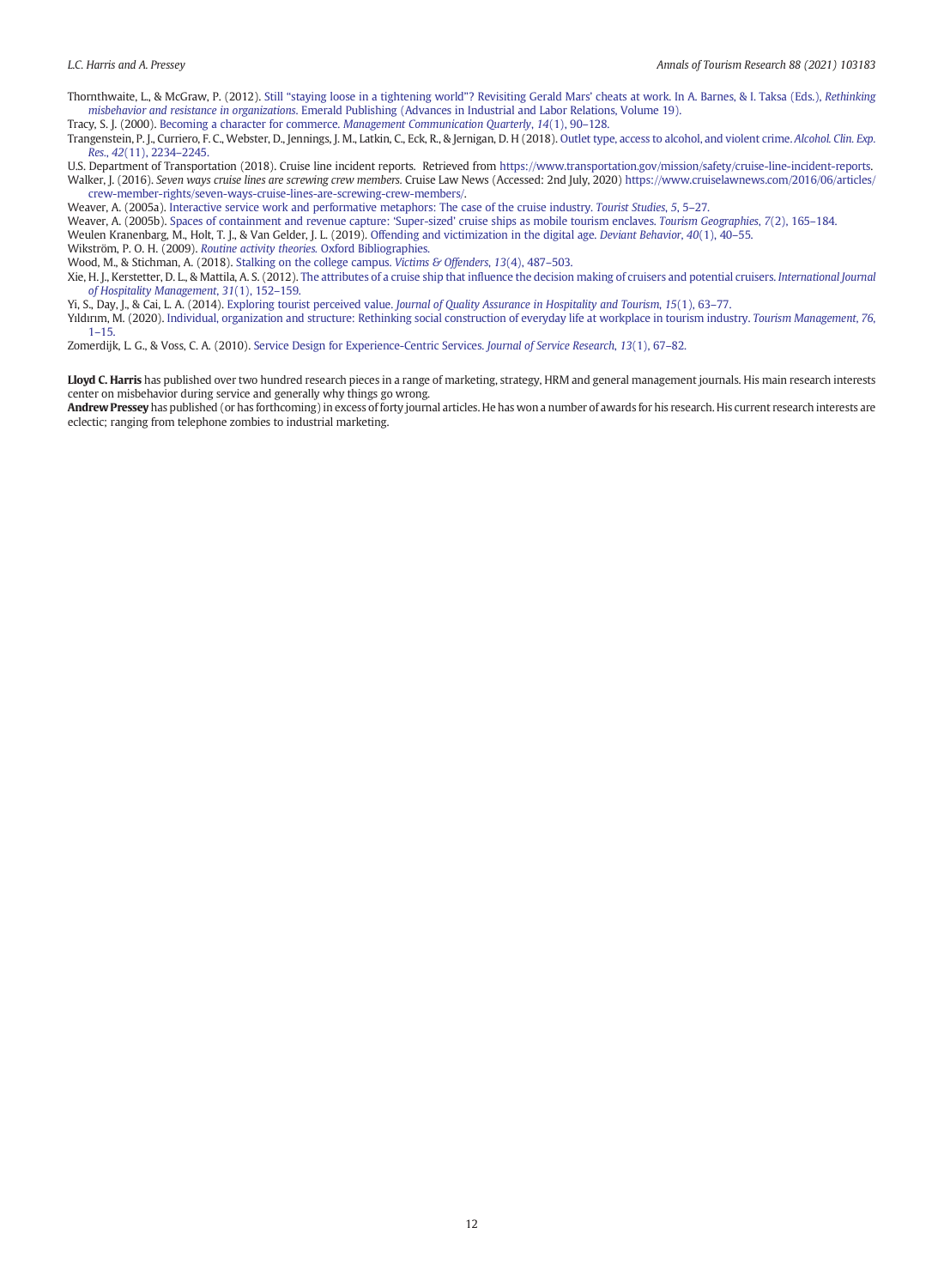Thornthwaite, L., & McGraw, P. (2012). Still "staying loose in a tightening world"? Revisiting Gerald Mars' cheats at work. In A. Barnes, & I. Taksa (Eds.), *Rethinking misbehavior and resistance in organizations*. Emerald Publishing (Advances in Industrial and Labor Relations, Volume 19).

Tracy, S. J. (2000). Becoming a character for commerce. *Management Communication Quarterly*, *14*(1), 90–128.

Trangenstein, P. J., Curriero, F. C., Webster, D., Jennings, J. M., Latkin, C., Eck, R., & Jernigan, D. H (2018). Outlet type, access to alcohol, and violent crime. *Alcohol. Clin. Exp. Res.*, *42*(11), 2234–2245.

U.S. Department of Transportation (2018). Cruise line incident reports. Retrieved from https://www.transportation.gov/mission/safety/cruise-line-incident-reports.

Walker, J. (2016). *Seven ways cruise lines are screwing crew members.* Cruise Law News (Accessed: 2nd July, 2020) https://www.cruiselawnews.com/2016/06/articles/crew-member-rights/seven-ways-cruise-lines-are-screwing-crew-members/.

Weaver, A. (2005a). Interactive service work and performative metaphors: The case of the cruise industry. *Tourist Studies*, *5*, 5–27.

Weaver, A. (2005b). Spaces of containment and revenue capture: 'Super-sized' cruise ships as mobile tourism enclaves. *Tourism Geographies*, *7*(2), 165–184.

Weulen Kranenbarg, M., Holt, T. J., & Van Gelder, J. L. (2019). Offending and victimization in the digital age. *Deviant Behavior*, *40*(1), 40–55.

Wikström, P. O. H. (2009). *Routine activity theories.* Oxford Bibliographies.

Wood, M., & Stichman, A. (2018). Stalking on the college campus. *Victims & Offenders*, *13*(4), 487–503.

Xie, H. J., Kerstetter, D. L., & Mattila, A. S. (2012). The attributes of a cruise ship that influence the decision making of cruisers and potential cruisers. *International Journal of Hospitality Management*, *31*(1), 152–159.

Yi, S., Day, J., & Cai, L. A. (2014). Exploring tourist perceived value. *Journal of Quality Assurance in Hospitality and Tourism*, *15*(1), 63–77.

Yıldırım, M. (2020). Individual, organization and structure: Rethinking social construction of everyday life at workplace in tourism industry. *Tourism Management*, *76*, 1–15.

Zomerdijk, L. G., & Voss, C. A. (2010). Service Design for Experience-Centric Services. *Journal of Service Research*, *13*(1), 67–82.

**Lloyd C. Harris** has published over two hundred research pieces in a range of marketing, strategy, HRM and general management journals. His main research interests center on misbehavior during service and generally why things go wrong.

**Andrew Pressey** has published (or has forthcoming) in excess of forty journal articles. He has won a number of awards for his research. His current research interests are eclectic; ranging from telephone zombies to industrial marketing.